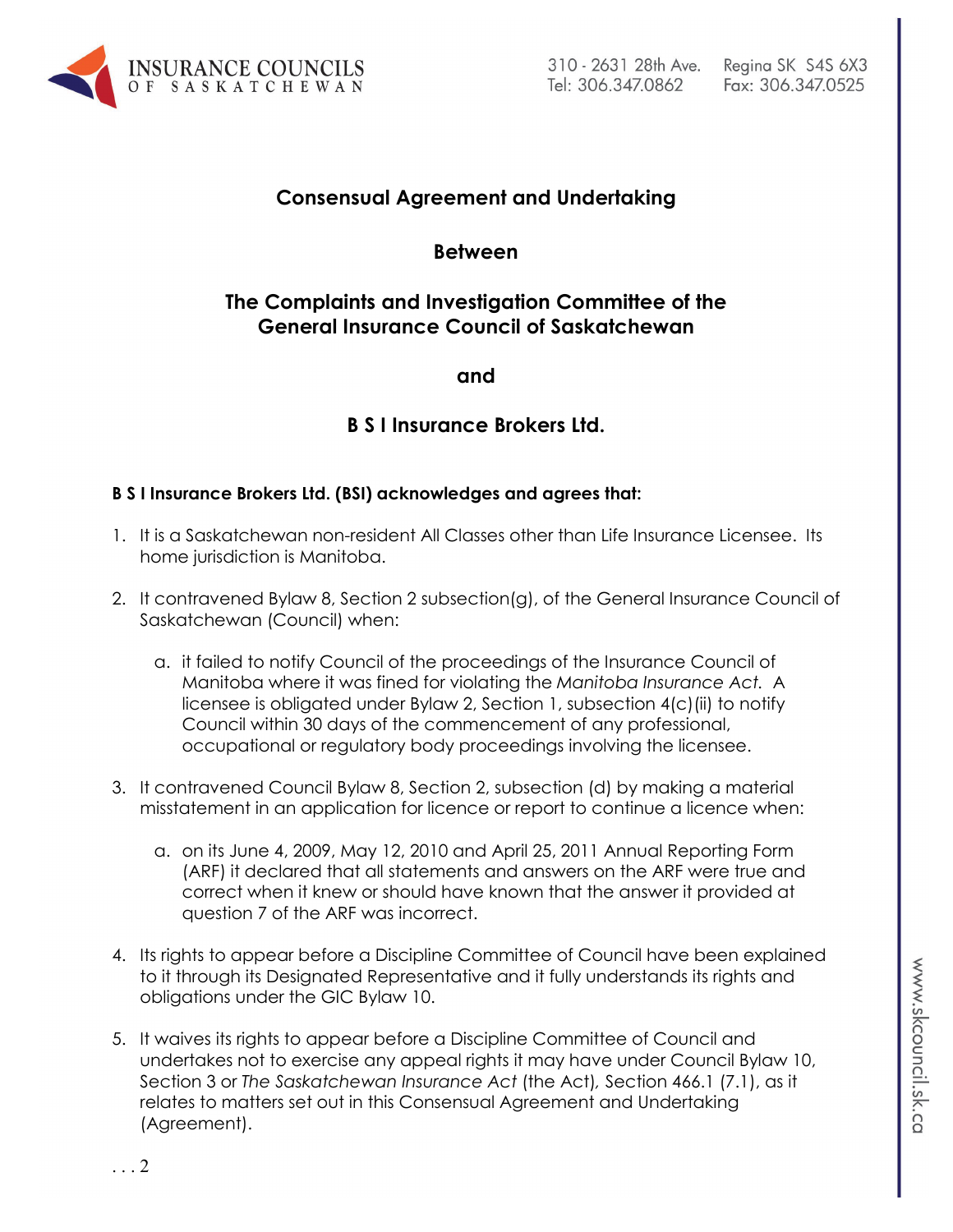## Consensual Agreement and Undertaking

## Between

## The Complaints and Investigation Committee of the General Insurance Council of Saskatchewan

## and

## B S I Insurance Brokers Ltd.

**B S I Insurance Brokers Ltd. (BSI) acknowledges and agrees that:**

1. It is a Saskatchewan non-resident All Classes other than Life Insurance Licensee. Its home jurisdiction is Manitoba.

2. It contravened Bylaw 8, Section 2 subsection(g), of the General Insurance Council of Saskatchewan (Council) when:

   a. it failed to notify Council of the proceedings of the Insurance Council of Manitoba where it was fined for violating the *Manitoba Insurance Act*. A licensee is obligated under Bylaw 2, Section 1, subsection 4(c)(ii) to notify Council within 30 days of the commencement of any professional, occupational or regulatory body proceedings involving the licensee.

3. It contravened Council Bylaw 8, Section 2, subsection (d) by making a material misstatement in an application for licence or report to continue a licence when:

   a. on its June 4, 2009, May 12, 2010 and April 25, 2011 Annual Reporting Form (ARF) it declared that all statements and answers on the ARF were true and correct when it knew or should have known that the answer it provided at question 7 of the ARF was incorrect.

4. Its rights to appear before a Discipline Committee of Council have been explained to it through its Designated Representative and it fully understands its rights and obligations under the GIC Bylaw 10.

5. It waives its rights to appear before a Discipline Committee of Council and undertakes not to exercise any appeal rights it may have under Council Bylaw 10, Section 3 or *The Saskatchewan Insurance Act* (the Act), Section 466.1 (7.1), as it relates to matters set out in this Consensual Agreement and Undertaking (Agreement).

. . . 2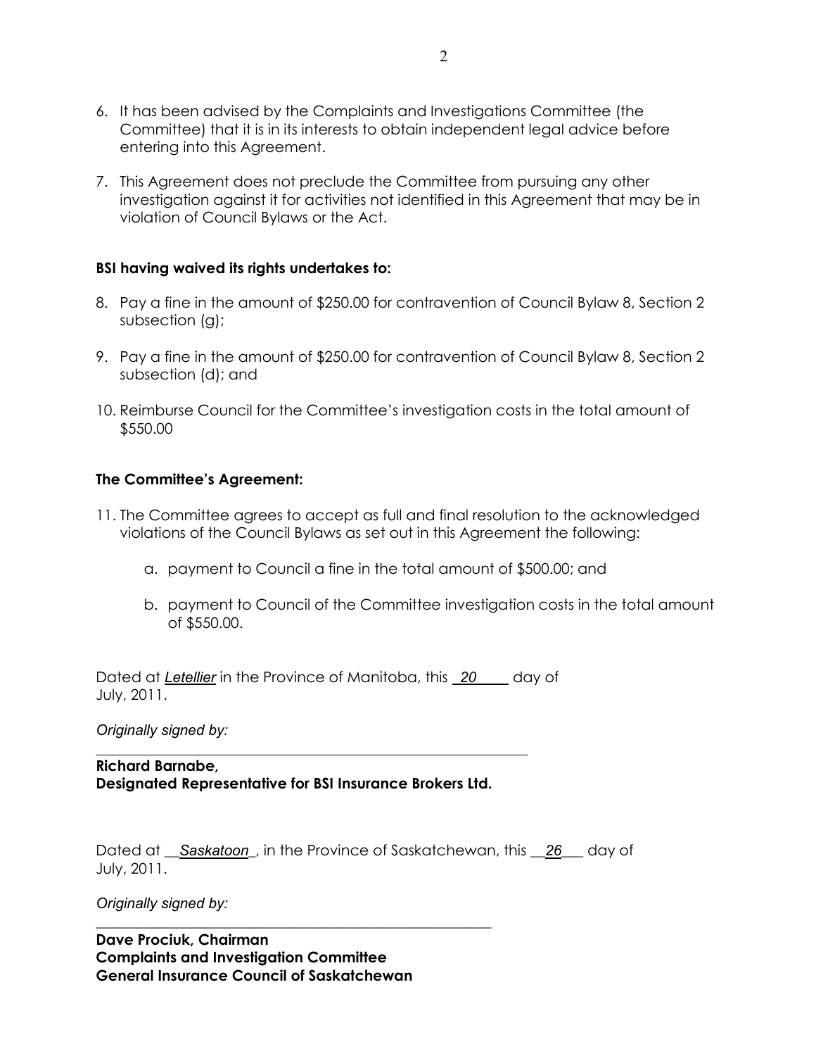6. It has been advised by the Complaints and Investigations Committee (the Committee) that it is in its interests to obtain independent legal advice before entering into this Agreement.

7. This Agreement does not preclude the Committee from pursuing any other investigation against it for activities not identified in this Agreement that may be in violation of Council Bylaws or the Act.

**BSI having waived its rights undertakes to:**

8. Pay a fine in the amount of $250.00 for contravention of Council Bylaw 8, Section 2 subsection (g);

9. Pay a fine in the amount of $250.00 for contravention of Council Bylaw 8, Section 2 subsection (d); and

10. Reimburse Council for the Committee's investigation costs in the total amount of $550.00

**The Committee's Agreement:**

11. The Committee agrees to accept as full and final resolution to the acknowledged violations of the Council Bylaws as set out in this Agreement the following:

    a. payment to Council a fine in the total amount of $500.00; and

    b. payment to Council of the Committee investigation costs in the total amount of $550.00.

Dated at *Letellier* in the Province of Manitoba, this *20* day of July, 2011.

*Originally signed by:*

______________________________________________

**Richard Barnabe,**
**Designated Representative for BSI Insurance Brokers Ltd.**

Dated at *Saskatoon*, in the Province of Saskatchewan, this *26* day of July, 2011.

*Originally signed by:*

______________________________________________

**Dave Prociuk, Chairman**
**Complaints and Investigation Committee**
**General Insurance Council of Saskatchewan**